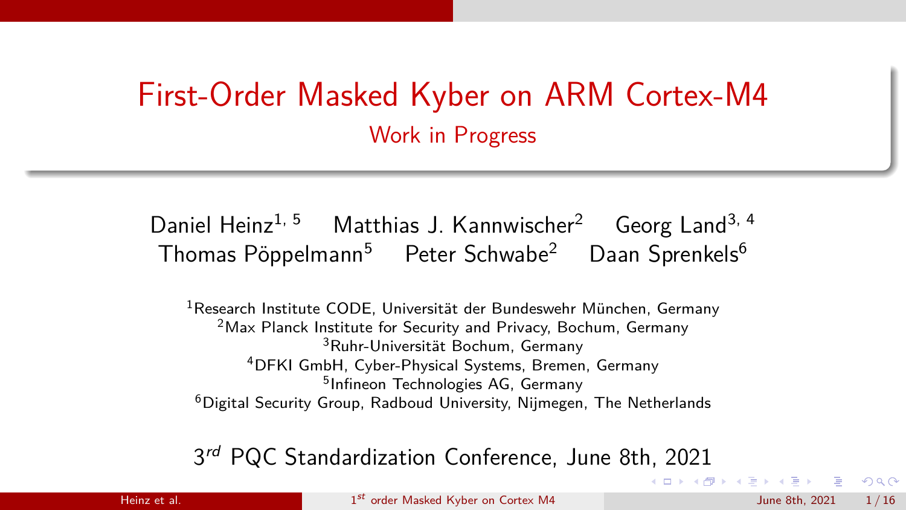# First-Order Masked Kyber on ARM Cortex-M4

## Work in Progress

Daniel Heinz[1, 5] Matthias J. Kannwischer[2] Georg Land[3, 4]
Thomas Pöppelmann[5] Peter Schwabe[2] Daan Sprenkels[6]

[1]Research Institute CODE, Universität der Bundeswehr München, Germany
[2]Max Planck Institute for Security and Privacy, Bochum, Germany
[3]Ruhr-Universität Bochum, Germany
[4]DFKI GmbH, Cyber-Physical Systems, Bremen, Germany
[5]Infineon Technologies AG, Germany
[6]Digital Security Group, Radboud University, Nijmegen, The Netherlands

3*rd* PQC Standardization Conference, June 8th, 2021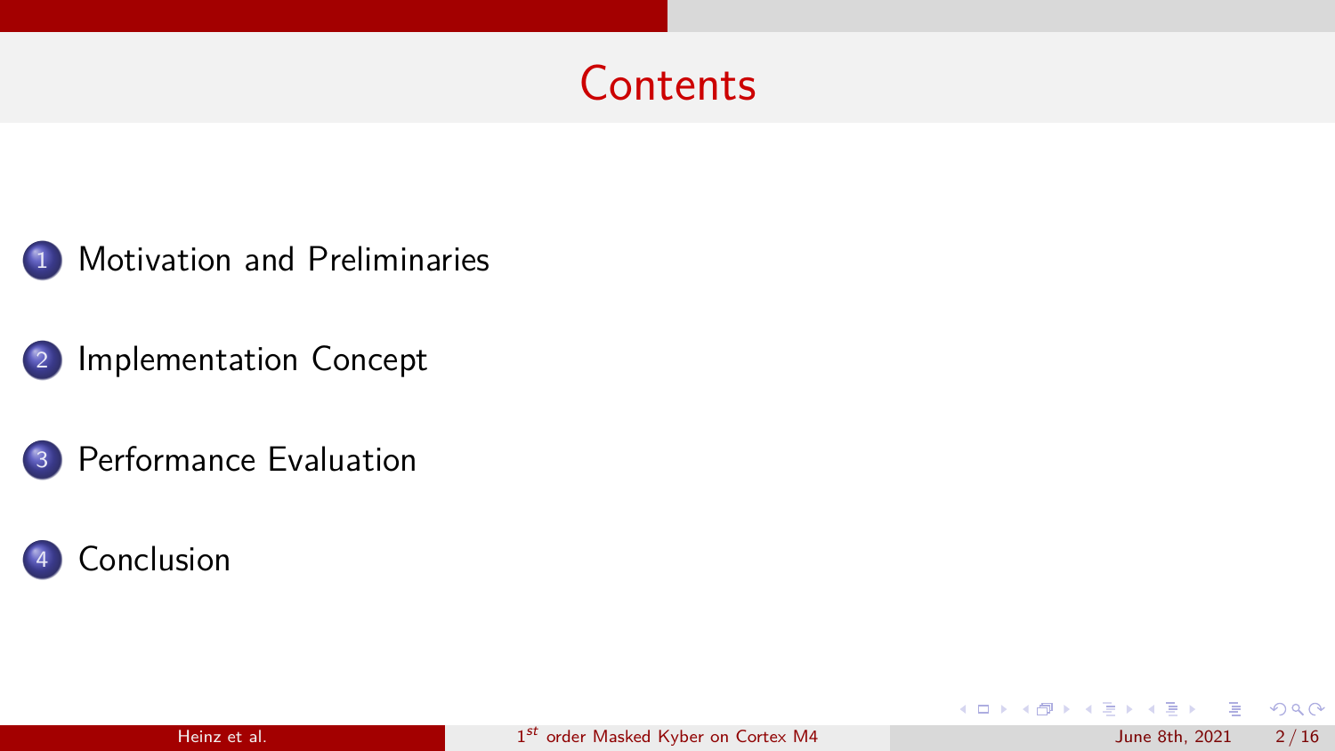# Contents

1. Motivation and Preliminaries
2. Implementation Concept
3. Performance Evaluation
4. Conclusion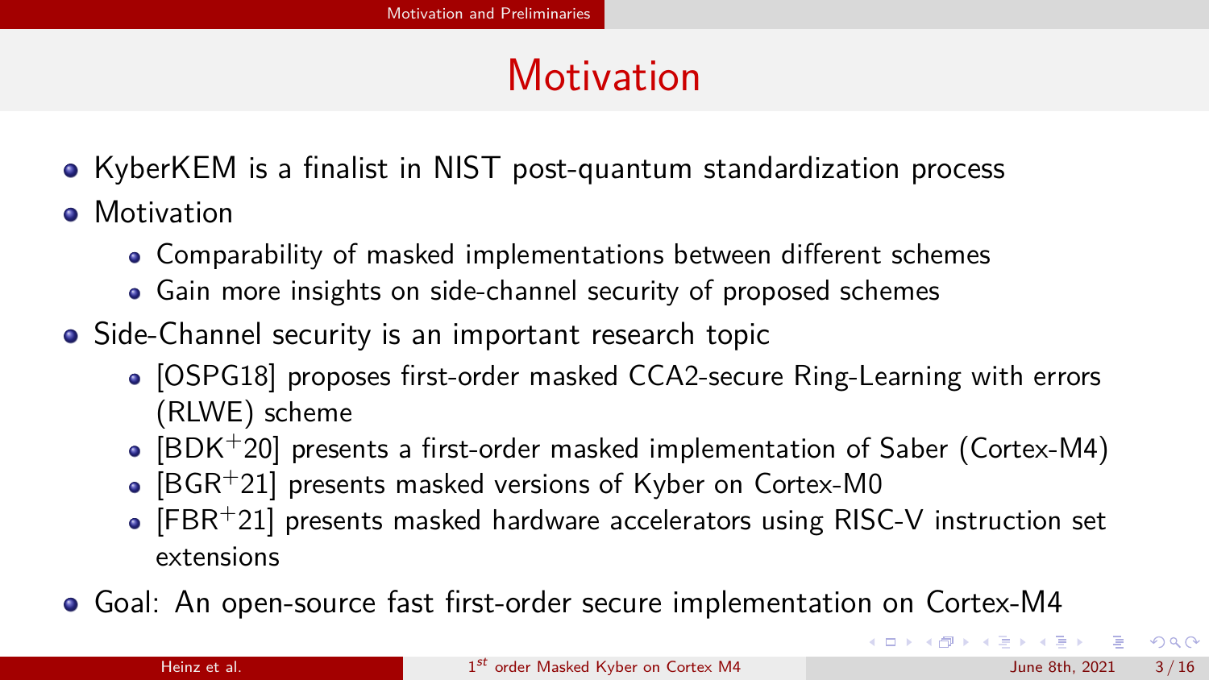# Motivation

- KyberKEM is a finalist in NIST post-quantum standardization process
- Motivation
  - Comparability of masked implementations between different schemes
  - Gain more insights on side-channel security of proposed schemes
- Side-Channel security is an important research topic
  - [OSPG18] proposes first-order masked CCA2-secure Ring-Learning with errors (RLWE) scheme
  - [BDK+20] presents a first-order masked implementation of Saber (Cortex-M4)
  - [BGR+21] presents masked versions of Kyber on Cortex-M0
  - [FBR+21] presents masked hardware accelerators using RISC-V instruction set extensions
- Goal: An open-source fast first-order secure implementation on Cortex-M4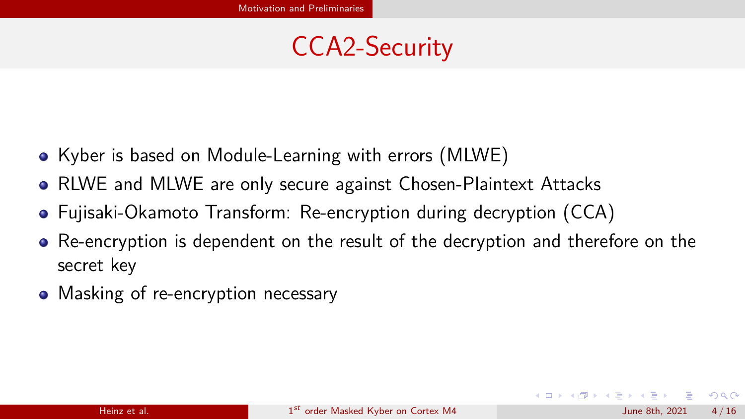# CCA2-Security

- Kyber is based on Module-Learning with errors (MLWE)
- RLWE and MLWE are only secure against Chosen-Plaintext Attacks
- Fujisaki-Okamoto Transform: Re-encryption during decryption (CCA)
- Re-encryption is dependent on the result of the decryption and therefore on the secret key
- Masking of re-encryption necessary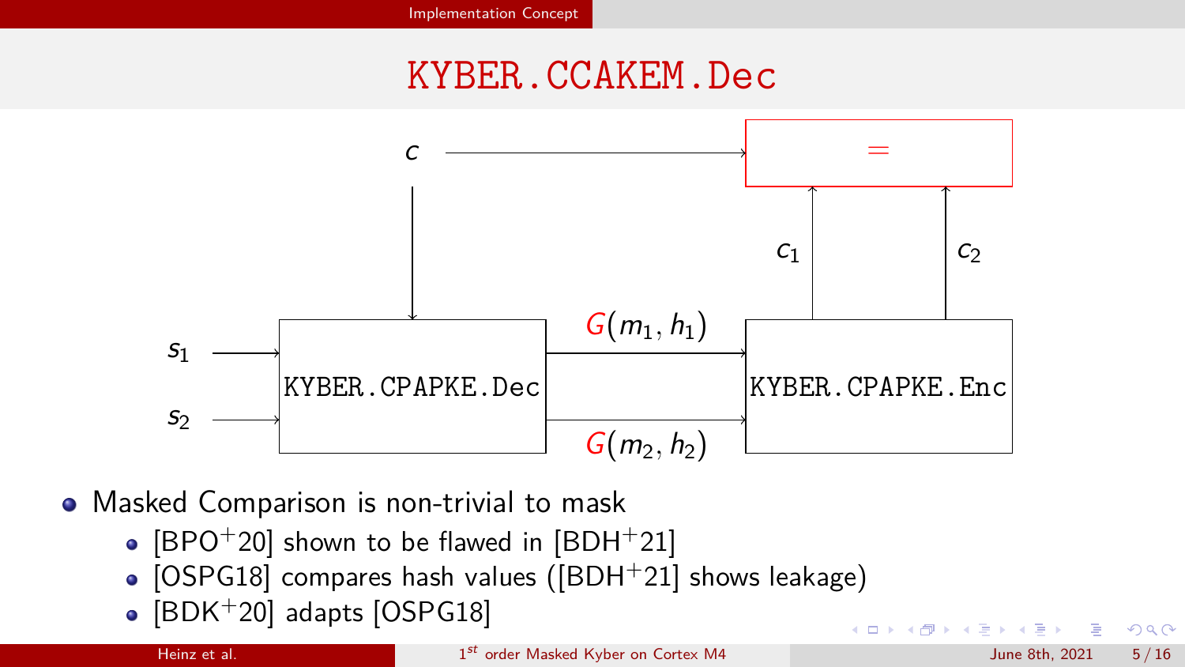# KYBER.CCAKEM.Dec

$c$

$s_1$

$s_2$

KYBER.CPAPKE.Dec

$G(m_1, h_1)$

$G(m_2, h_2)$

KYBER.CPAPKE.Enc

$c_1$

$c_2$

$=$

- Masked Comparison is non-trivial to mask
  - [BPO+20] shown to be flawed in [BDH+21]
  - [OSPG18] compares hash values ([BDH+21] shows leakage)
  - [BDK+20] adapts [OSPG18]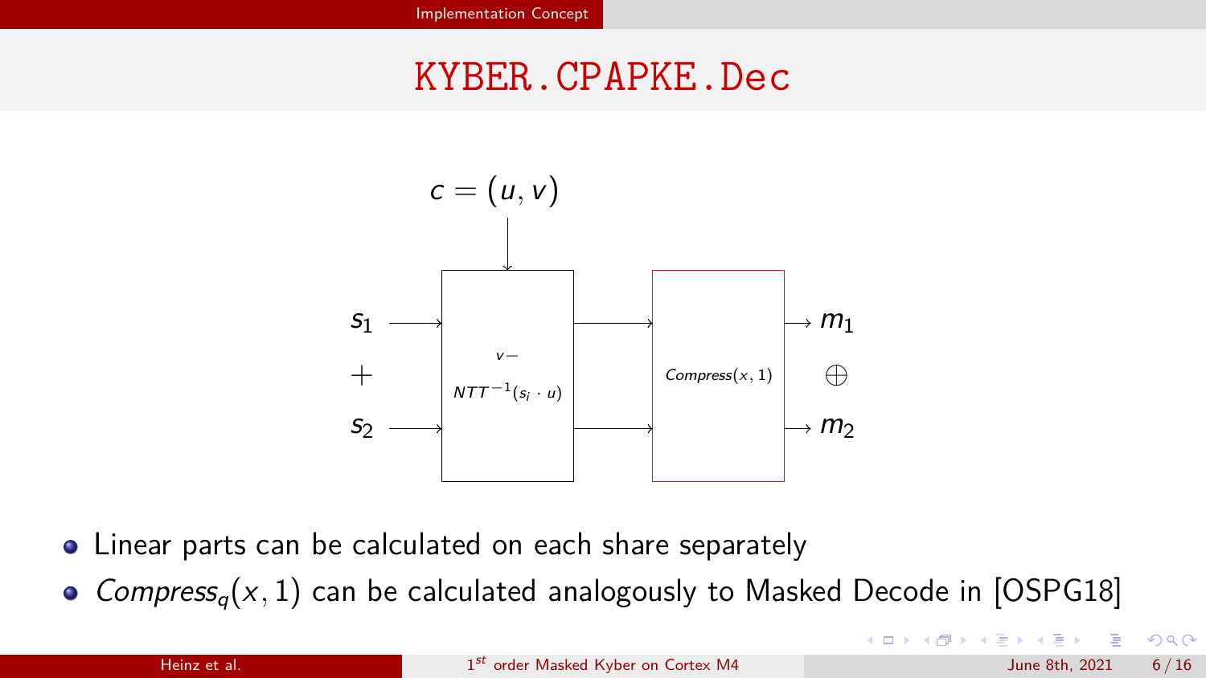# KYBER.CPAPKE.Dec

$c = (u, v)$

$s_1$ → $v - NTT^{-1}(s_i \cdot u)$ → $Compress(x, 1)$ → $m_1$

$+$ $\qquad\qquad\qquad\qquad\qquad\qquad$ $\oplus$

$s_2$ → $v - NTT^{-1}(s_i \cdot u)$ → $Compress(x, 1)$ → $m_2$

- Linear parts can be calculated on each share separately
- $Compress_q(x, 1)$ can be calculated analogously to Masked Decode in [OSPG18]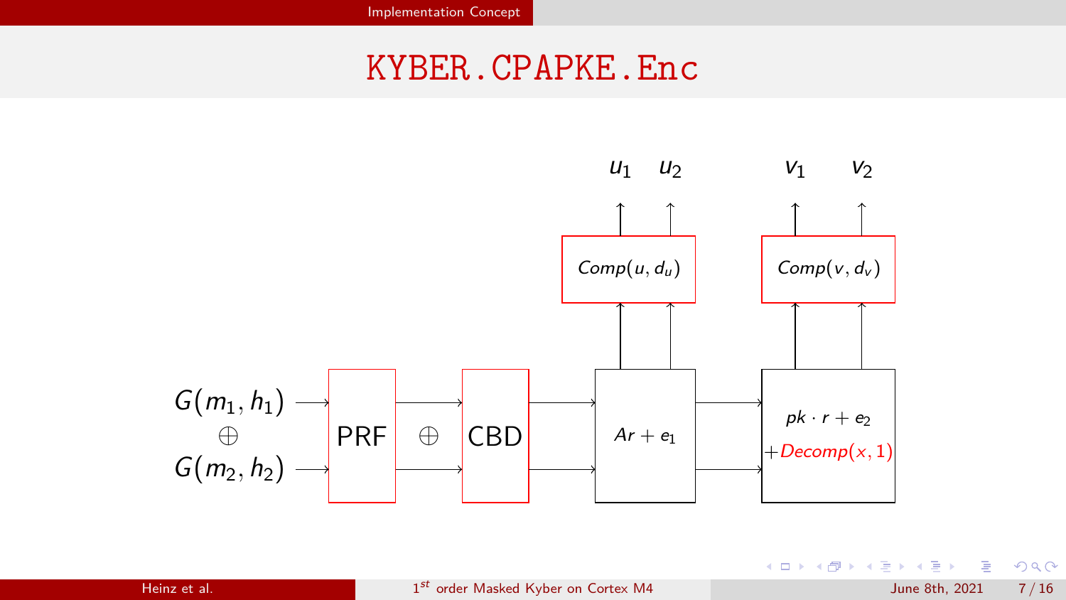# KYBER.CPAPKE.Enc

$G(m_1, h_1)$ $\oplus$ $G(m_2, h_2)$ → PRF $\oplus$ CBD → $Ar + e_1$ → $pk \cdot r + e_2$ $+Decomp(x, 1)$

$Comp(u, d_u)$ → $u_1$ $u_2$

$Comp(v, d_v)$ → $v_1$ $v_2$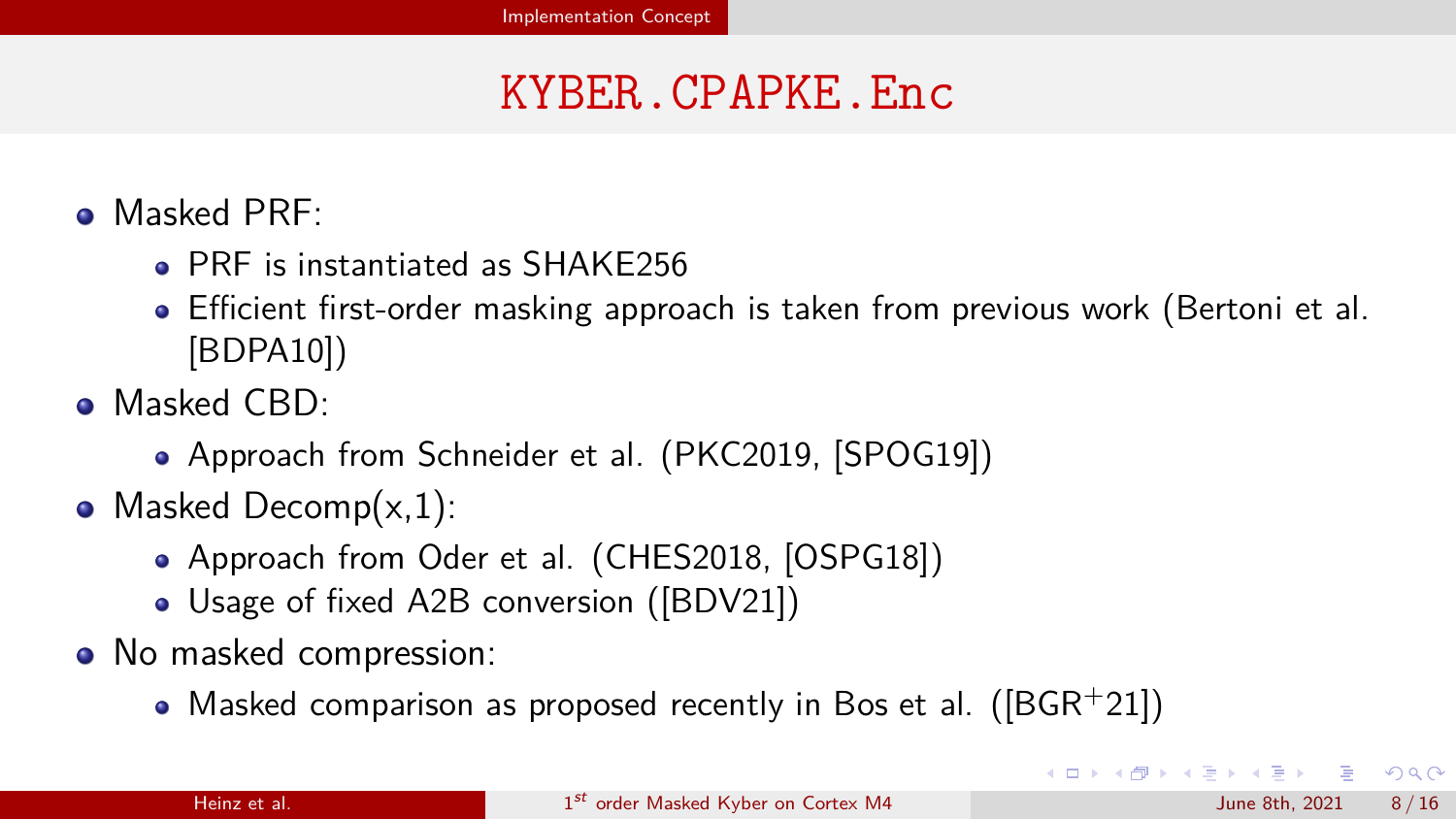# KYBER.CPAPKE.Enc

- Masked PRF:
  - PRF is instantiated as SHAKE256
  - Efficient first-order masking approach is taken from previous work (Bertoni et al. [BDPA10])
- Masked CBD:
  - Approach from Schneider et al. (PKC2019, [SPOG19])
- Masked Decomp(x,1):
  - Approach from Oder et al. (CHES2018, [OSPG18])
  - Usage of fixed A2B conversion ([BDV21])
- No masked compression:
  - Masked comparison as proposed recently in Bos et al. ([BGR$^+$21])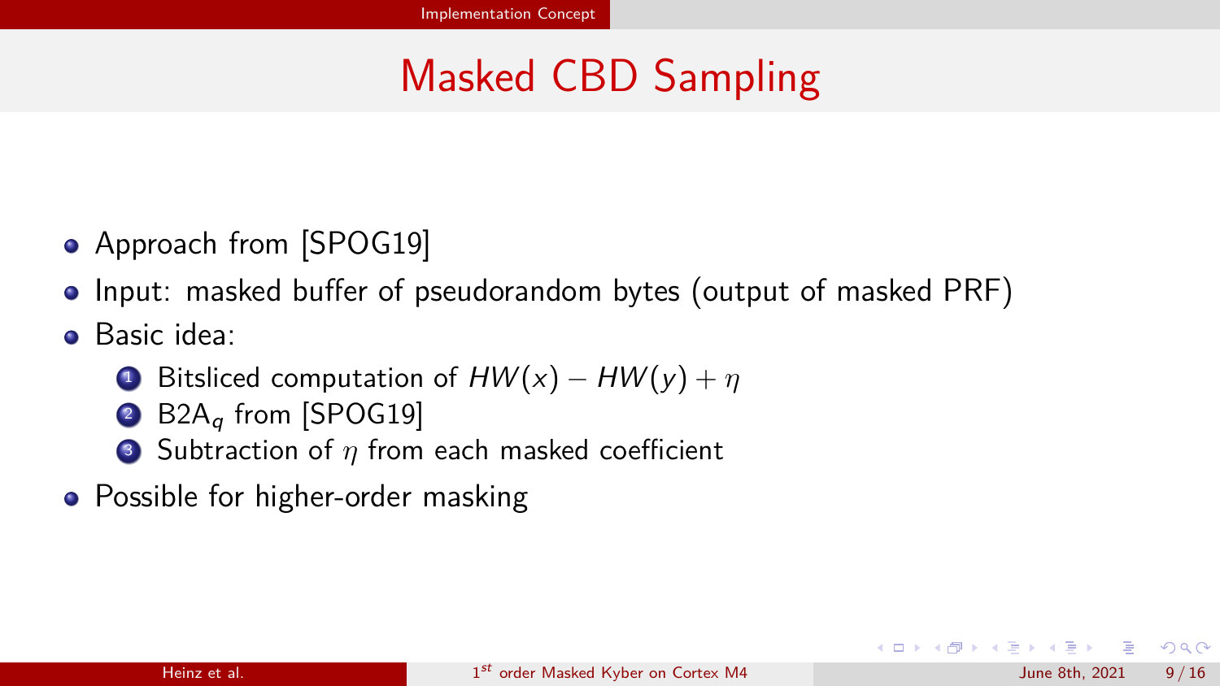# Masked CBD Sampling

- Approach from [SPOG19]
- Input: masked buffer of pseudorandom bytes (output of masked PRF)
- Basic idea:
  1. Bitsliced computation of $HW(x) - HW(y) + \eta$
  2. $\text{B2A}_q$ from [SPOG19]
  3. Subtraction of $\eta$ from each masked coefficient
- Possible for higher-order masking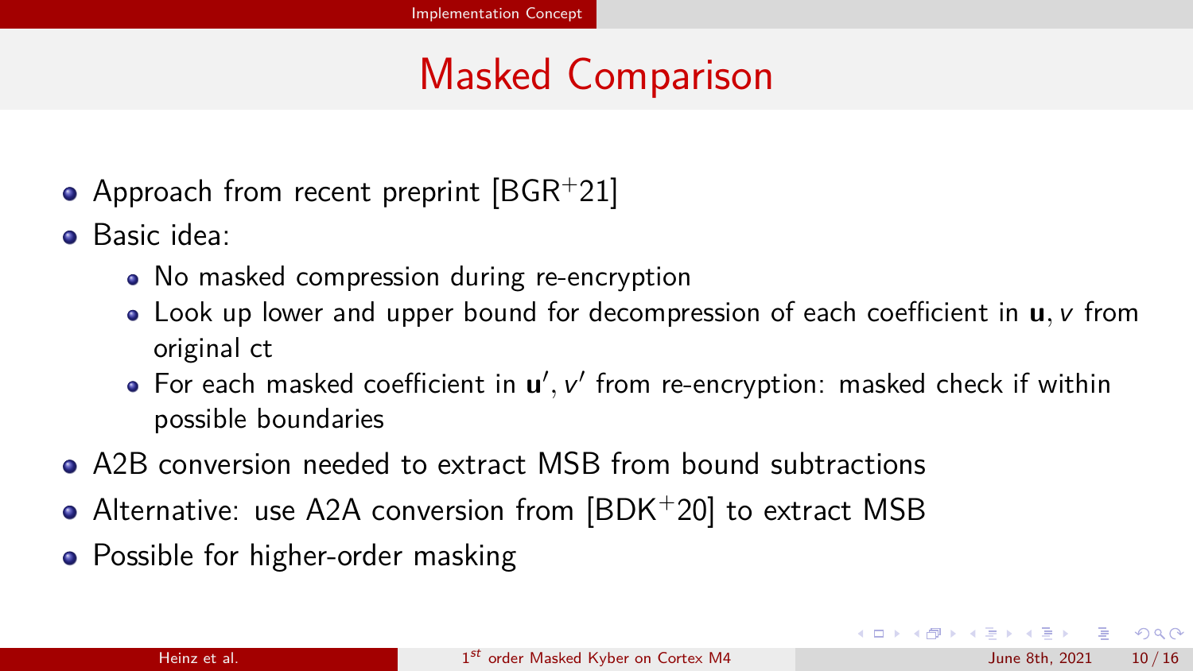# Masked Comparison

- Approach from recent preprint [BGR$^+$21]
- Basic idea:
  - No masked compression during re-encryption
  - Look up lower and upper bound for decompression of each coefficient in $\mathbf{u}, v$ from original ct
  - For each masked coefficient in $\mathbf{u}', v'$ from re-encryption: masked check if within possible boundaries
- A2B conversion needed to extract MSB from bound subtractions
- Alternative: use A2A conversion from [BDK$^+$20] to extract MSB
- Possible for higher-order masking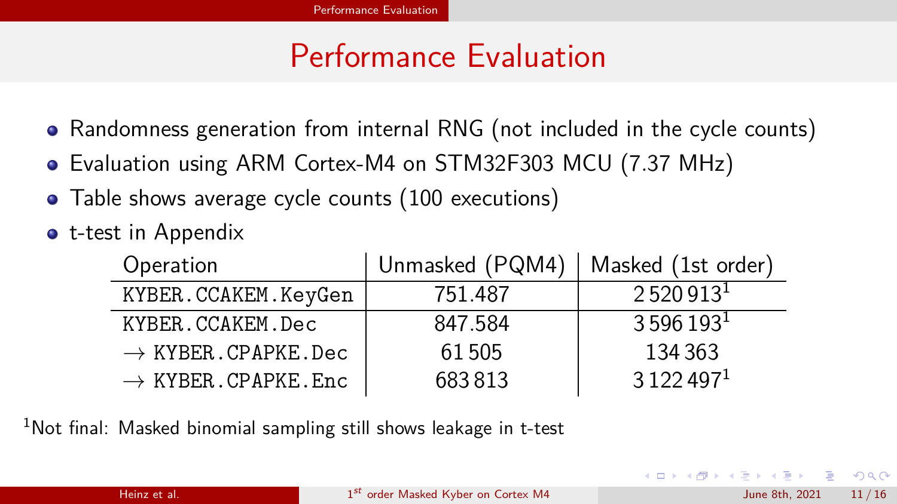# Performance Evaluation

- Randomness generation from internal RNG (not included in the cycle counts)
- Evaluation using ARM Cortex-M4 on STM32F303 MCU (7.37 MHz)
- Table shows average cycle counts (100 executions)
- t-test in Appendix

| Operation | Unmasked (PQM4) | Masked (1st order) |
|---|---|---|
| KYBER.CCAKEM.KeyGen | 751.487 | 2 520 913[1] |
| KYBER.CCAKEM.Dec | 847.584 | 3 596 193[1] |
| → KYBER.CPAPKE.Dec | 61 505 | 134 363 |
| → KYBER.CPAPKE.Enc | 683 813 | 3 122 497[1] |

[1]Not final: Masked binomial sampling still shows leakage in t-test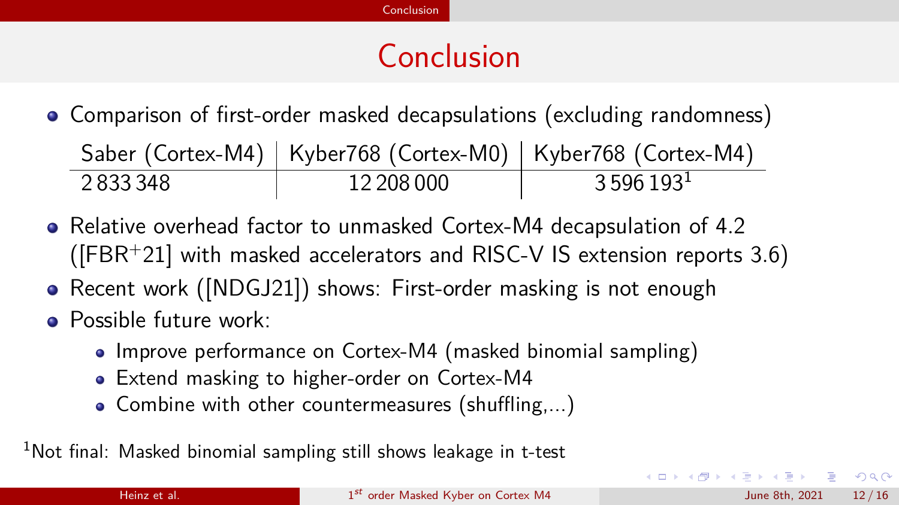# Conclusion

- Comparison of first-order masked decapsulations (excluding randomness)

| Saber (Cortex-M4) | Kyber768 (Cortex-M0) | Kyber768 (Cortex-M4) |
|---|---|---|
| 2 833 348 | 12 208 000 | 3 596 193[1] |

- Relative overhead factor to unmasked Cortex-M4 decapsulation of 4.2 ([FBR+21] with masked accelerators and RISC-V IS extension reports 3.6)
- Recent work ([NDGJ21]) shows: First-order masking is not enough
- Possible future work:
  - Improve performance on Cortex-M4 (masked binomial sampling)
  - Extend masking to higher-order on Cortex-M4
  - Combine with other countermeasures (shuffling,...)

[1]Not final: Masked binomial sampling still shows leakage in t-test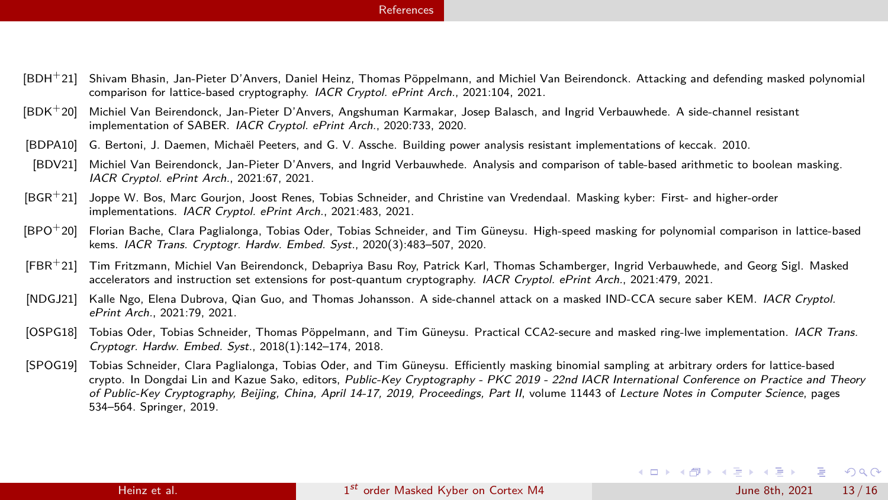# References

- [BDH+21] Shivam Bhasin, Jan-Pieter D'Anvers, Daniel Heinz, Thomas Pöppelmann, and Michiel Van Beirendonck. Attacking and defending masked polynomial comparison for lattice-based cryptography. *IACR Cryptol. ePrint Arch.*, 2021:104, 2021.
- [BDK+20] Michiel Van Beirendonck, Jan-Pieter D'Anvers, Angshuman Karmakar, Josep Balasch, and Ingrid Verbauwhede. A side-channel resistant implementation of SABER. *IACR Cryptol. ePrint Arch.*, 2020:733, 2020.
- [BDPA10] G. Bertoni, J. Daemen, Michaël Peeters, and G. V. Assche. Building power analysis resistant implementations of keccak. 2010.
- [BDV21] Michiel Van Beirendonck, Jan-Pieter D'Anvers, and Ingrid Verbauwhede. Analysis and comparison of table-based arithmetic to boolean masking. *IACR Cryptol. ePrint Arch.*, 2021:67, 2021.
- [BGR+21] Joppe W. Bos, Marc Gourjon, Joost Renes, Tobias Schneider, and Christine van Vredendaal. Masking kyber: First- and higher-order implementations. *IACR Cryptol. ePrint Arch.*, 2021:483, 2021.
- [BPO+20] Florian Bache, Clara Paglialonga, Tobias Oder, Tobias Schneider, and Tim Güneysu. High-speed masking for polynomial comparison in lattice-based kems. *IACR Trans. Cryptogr. Hardw. Embed. Syst.*, 2020(3):483–507, 2020.
- [FBR+21] Tim Fritzmann, Michiel Van Beirendonck, Debapriya Basu Roy, Patrick Karl, Thomas Schamberger, Ingrid Verbauwhede, and Georg Sigl. Masked accelerators and instruction set extensions for post-quantum cryptography. *IACR Cryptol. ePrint Arch.*, 2021:479, 2021.
- [NDGJ21] Kalle Ngo, Elena Dubrova, Qian Guo, and Thomas Johansson. A side-channel attack on a masked IND-CCA secure saber KEM. *IACR Cryptol. ePrint Arch.*, 2021:79, 2021.
- [OSPG18] Tobias Oder, Tobias Schneider, Thomas Pöppelmann, and Tim Güneysu. Practical CCA2-secure and masked ring-lwe implementation. *IACR Trans. Cryptogr. Hardw. Embed. Syst.*, 2018(1):142–174, 2018.
- [SPOG19] Tobias Schneider, Clara Paglialonga, Tobias Oder, and Tim Güneysu. Efficiently masking binomial sampling at arbitrary orders for lattice-based crypto. In Dongdai Lin and Kazue Sako, editors, *Public-Key Cryptography - PKC 2019 - 22nd IACR International Conference on Practice and Theory of Public-Key Cryptography, Beijing, China, April 14-17, 2019, Proceedings, Part II*, volume 11443 of *Lecture Notes in Computer Science*, pages 534–564. Springer, 2019.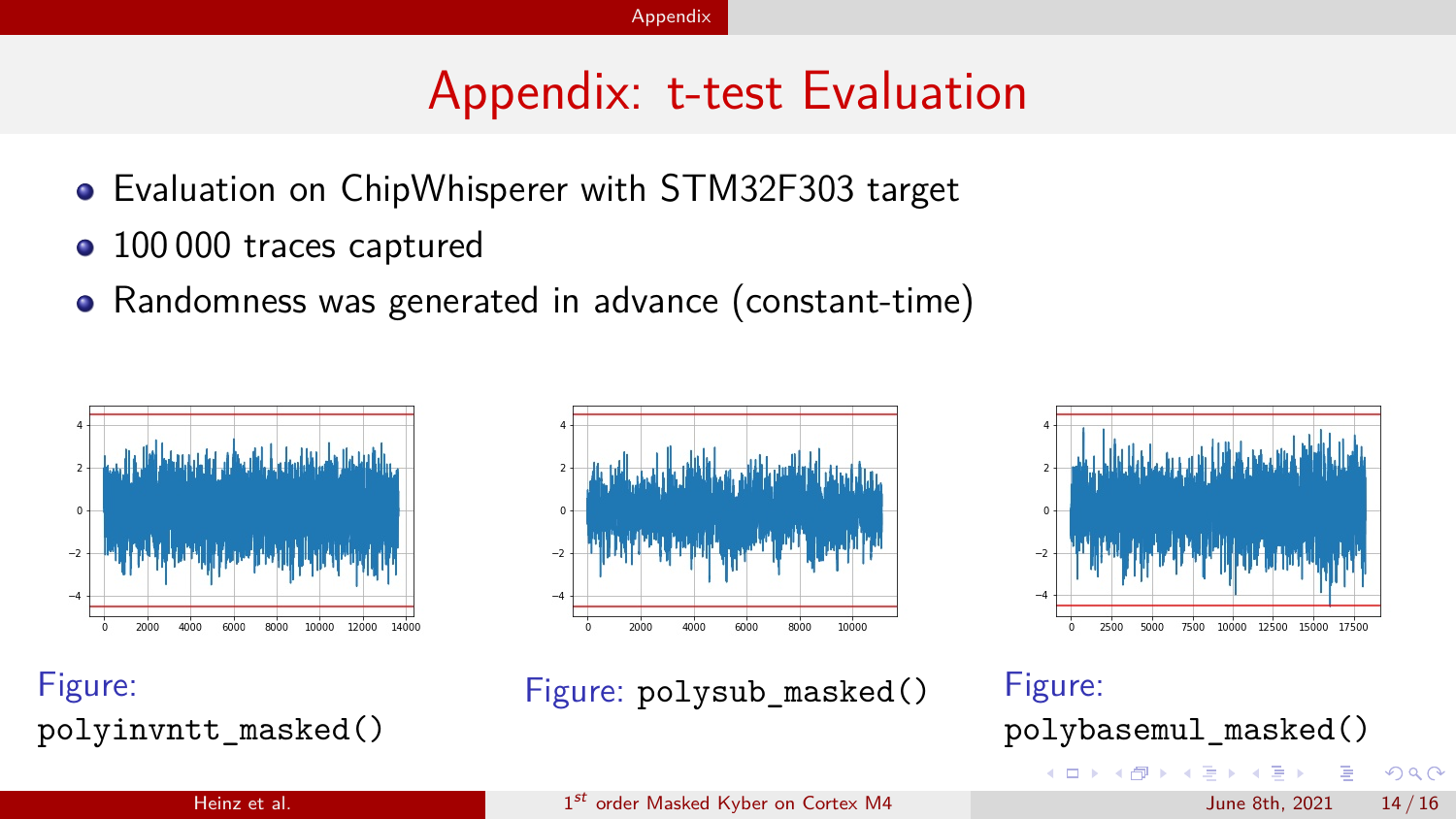# Appendix: t-test Evaluation

- Evaluation on ChipWhisperer with STM32F303 target
- 100 000 traces captured
- Randomness was generated in advance (constant-time)

Figure: `polyinvntt_masked()`

Figure: `polysub_masked()`

Figure: `polybasemul_masked()`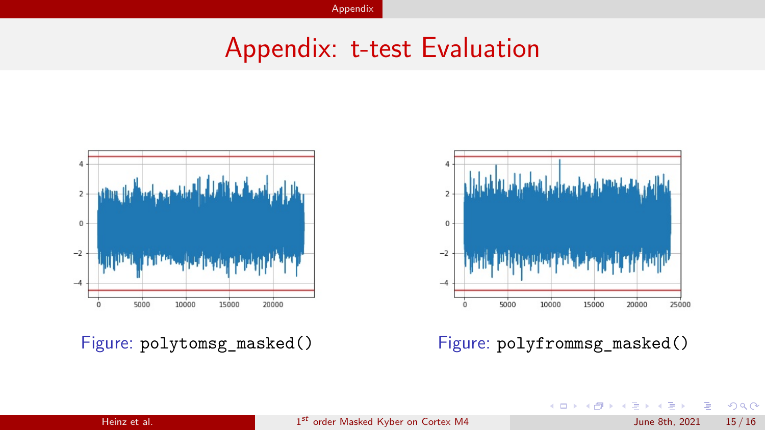# Appendix: t-test Evaluation

Figure: `polytomsg_masked()`

Figure: `polyfrommsg_masked()`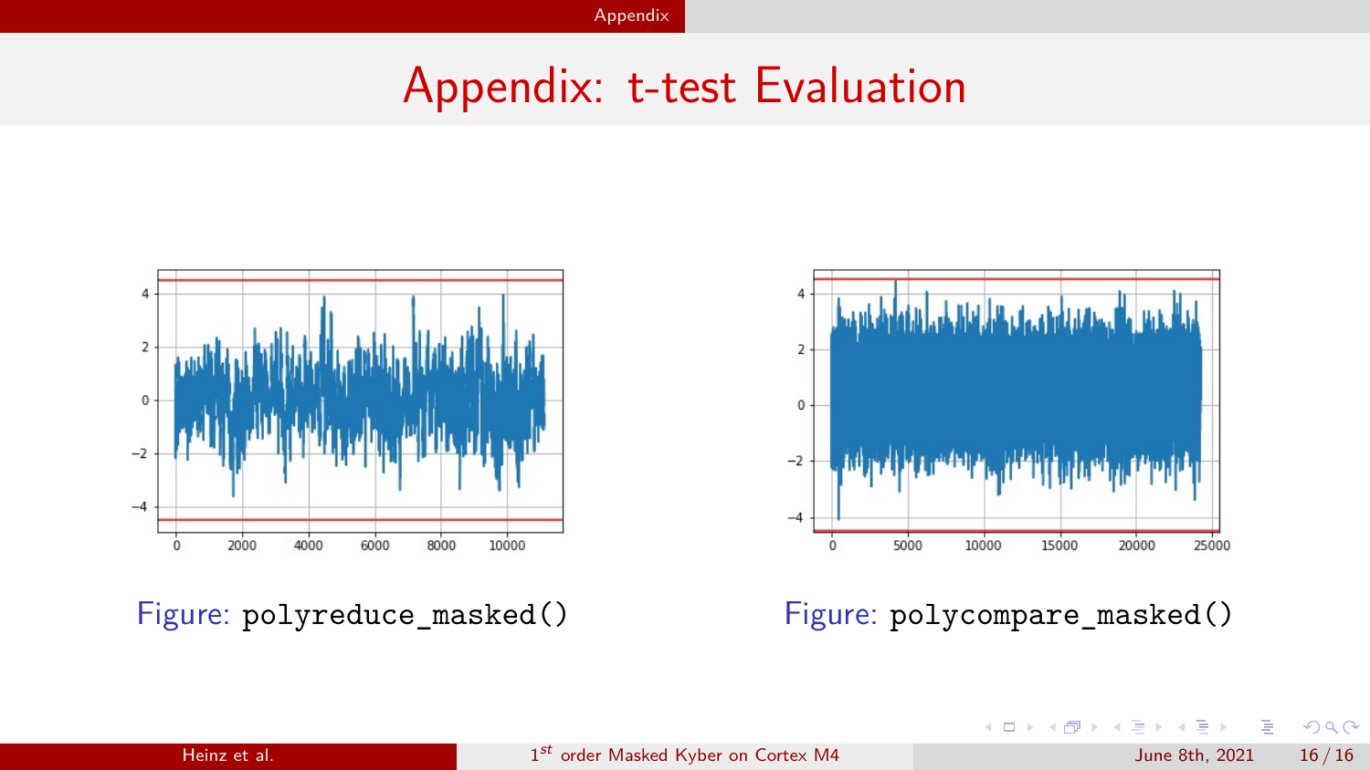# Appendix: t-test Evaluation

4
2
0
−2
−4
0 2000 4000 6000 8000 10000

Figure: polyreduce_masked()

4
2
0
−2
−4
0 5000 10000 15000 20000 25000

Figure: polycompare_masked()